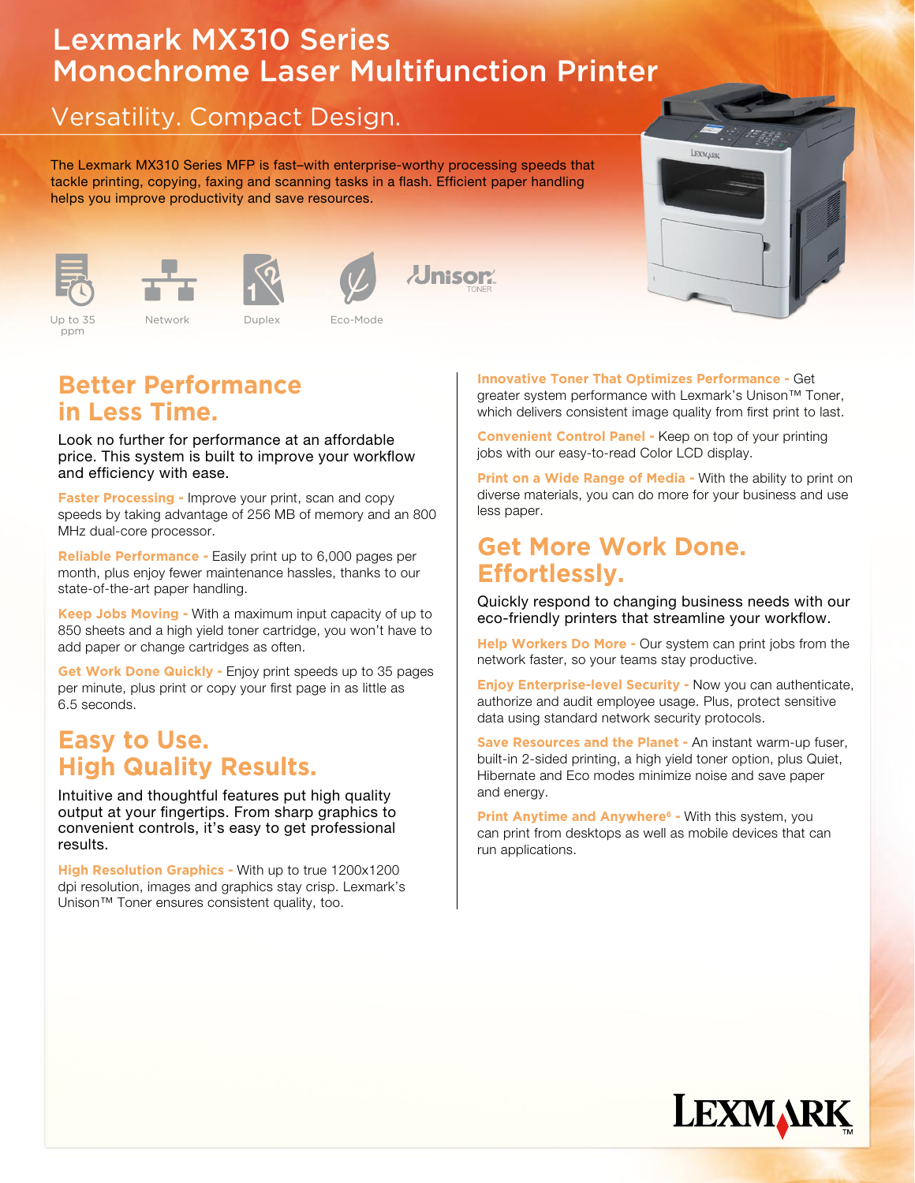# Lexmark MX310 Series Monochrome Laser Multifunction Printer

## Versatility. Compact Design.

The Lexmark MX310 Series MFP is fast–with enterprise-worthy processing speeds that tackle printing, copying, faxing and scanning tasks in a flash. Efficient paper handling helps you improve productivity and save resources.

Up to 35 ppm | Network | Duplex | Eco-Mode | Unison TONER

## Better Performance in Less Time.

Look no further for performance at an affordable price. This system is built to improve your workflow and efficiency with ease.

**Faster Processing -** Improve your print, scan and copy speeds by taking advantage of 256 MB of memory and an 800 MHz dual-core processor.

**Reliable Performance -** Easily print up to 6,000 pages per month, plus enjoy fewer maintenance hassles, thanks to our state-of-the-art paper handling.

**Keep Jobs Moving -** With a maximum input capacity of up to 850 sheets and a high yield toner cartridge, you won't have to add paper or change cartridges as often.

**Get Work Done Quickly -** Enjoy print speeds up to 35 pages per minute, plus print or copy your first page in as little as 6.5 seconds.

## Easy to Use. High Quality Results.

Intuitive and thoughtful features put high quality output at your fingertips. From sharp graphics to convenient controls, it's easy to get professional results.

**High Resolution Graphics -** With up to true 1200x1200 dpi resolution, images and graphics stay crisp. Lexmark's Unison™ Toner ensures consistent quality, too.

**Innovative Toner That Optimizes Performance -** Get greater system performance with Lexmark's Unison™ Toner, which delivers consistent image quality from first print to last.

**Convenient Control Panel -** Keep on top of your printing jobs with our easy-to-read Color LCD display.

**Print on a Wide Range of Media -** With the ability to print on diverse materials, you can do more for your business and use less paper.

## Get More Work Done. Effortlessly.

Quickly respond to changing business needs with our eco-friendly printers that streamline your workflow.

**Help Workers Do More -** Our system can print jobs from the network faster, so your teams stay productive.

**Enjoy Enterprise-level Security -** Now you can authenticate, authorize and audit employee usage. Plus, protect sensitive data using standard network security protocols.

**Save Resources and the Planet -** An instant warm-up fuser, built-in 2-sided printing, a high yield toner option, plus Quiet, Hibernate and Eco modes minimize noise and save paper and energy.

**Print Anytime and Anywhere[6] -** With this system, you can print from desktops as well as mobile devices that can run applications.

LEXMARK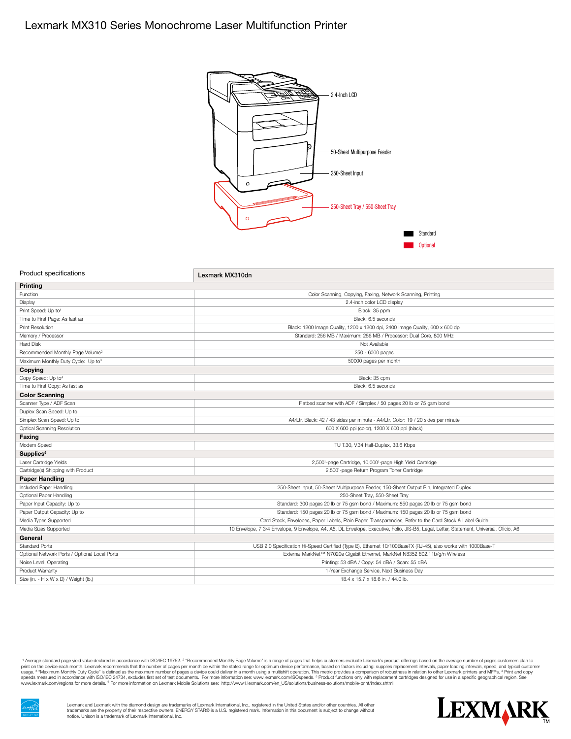# Lexmark MX310 Series Monochrome Laser Multifunction Printer

2.4-Inch LCD

50-Sheet Multipurpose Feeder

250-Sheet Input

250-Sheet Tray / 550-Sheet Tray

Standard

Optional

| Product specifications | Lexmark MX310dn |
|---|---|
| **Printing** | |
| Function | Color Scanning, Copying, Faxing, Network Scanning, Printing |
| Display | 2.4-inch color LCD display |
| Print Speed: Up to[4] | Black: 35 ppm |
| Time to First Page: As fast as | Black: 6.5 seconds |
| Print Resolution | Black: 1200 Image Quality, 1200 x 1200 dpi, 2400 Image Quality, 600 x 600 dpi |
| Memory / Processor | Standard: 256 MB / Maximum: 256 MB / Processor: Dual Core, 800 MHz |
| Hard Disk | Not Available |
| Recommended Monthly Page Volume[2] | 250 - 6000 pages |
| Maximum Monthly Duty Cycle: Up to[3] | 50000 pages per month |
| **Copying** | |
| Copy Speed: Up to[4] | Black: 35 cpm |
| Time to First Copy: As fast as | Black: 6.5 seconds |
| **Color Scanning** | |
| Scanner Type / ADF Scan | Flatbed scanner with ADF / Simplex / 50 pages 20 lb or 75 gsm bond |
| Duplex Scan Speed: Up to | |
| Simplex Scan Speed: Up to | A4/Ltr, Black: 42 / 43 sides per minute - A4/Ltr, Color: 19 / 20 sides per minute |
| Optical Scanning Resolution | 600 X 600 ppi (color), 1200 X 600 ppi (black) |
| **Faxing** | |
| Modem Speed | ITU T.30, V.34 Half-Duplex, 33.6 Kbps |
| **Supplies[5]** | |
| Laser Cartridge Yields | 2,500[1]-page Cartridge, 10,000[1]-page High Yield Cartridge |
| Cartridge(s) Shipping with Product | 2,500[1]-page Return Program Toner Cartridge |
| **Paper Handling** | |
| Included Paper Handling | 250-Sheet Input, 50-Sheet Multipurpose Feeder, 150-Sheet Output Bin, Integrated Duplex |
| Optional Paper Handling | 250-Sheet Tray, 550-Sheet Tray |
| Paper Input Capacity: Up to | Standard: 300 pages 20 lb or 75 gsm bond / Maximum: 850 pages 20 lb or 75 gsm bond |
| Paper Output Capacity: Up to | Standard: 150 pages 20 lb or 75 gsm bond / Maximum: 150 pages 20 lb or 75 gsm bond |
| Media Types Supported | Card Stock, Envelopes, Paper Labels, Plain Paper, Transparencies, Refer to the Card Stock & Label Guide |
| Media Sizes Supported | 10 Envelope, 7 3/4 Envelope, 9 Envelope, A4, A5, DL Envelope, Executive, Folio, JIS-B5, Legal, Letter, Statement, Universal, Oficio, A6 |
| **General** | |
| Standard Ports | USB 2.0 Specification Hi-Speed Certified (Type B), Ethernet 10/100BaseTX (RJ-45), also works with 1000Base-T |
| Optional Network Ports / Optional Local Ports | External MarkNet™ N7020e Gigabit Ethernet, MarkNet N8352 802.11b/g/n Wireless |
| Noise Level, Operating | Printing: 53 dBA / Copy: 54 dBA / Scan: 55 dBA |
| Product Warranty | 1-Year Exchange Service, Next Business Day |
| Size (in. - H x W x D) / Weight (lb.) | 18.4 x 15.7 x 18.6 in. / 44.0 lb. |

[1] Average standard page yield value declared in accordance with ISO/IEC 19752. [2] "Recommended Monthly Page Volume" is a range of pages that helps customers evaluate Lexmark's product offerings based on the average number of pages customers plan to print on the device each month. Lexmark recommends that the number of pages per month be within the stated range for optimum device performance, based on factors including: supplies replacement intervals, paper loading intervals, speed, and typical customer usage. [3] "Maximum Monthly Duty Cycle" is defined as the maximum number of pages a device could deliver in a month using a multishift operation. This metric provides a comparison of robustness in relation to other Lexmark printers and MFPs. [4] Print and copy speeds measured in accordance with ISO/IEC 24734, excludes first set of test documents. For more information see: www.lexmark.com/ISOspeeds. [5] Product functions only with replacement cartridges designed for use in a specific geographical region. See www.lexmark.com/regions for more details. [6] For more information on Lexmark Mobile Solutions see: http://www1.lexmark.com/en_US/solutions/business-solutions/mobile-print/index.shtml

Lexmark and Lexmark with the diamond design are trademarks of Lexmark International, Inc., registered in the United States and/or other countries. All other trademarks are the property of their respective owners. ENERGY STAR® is a U.S. registered mark. Information in this document is subject to change without notice. Unison is a trademark of Lexmark International, Inc.

LEXMARK™